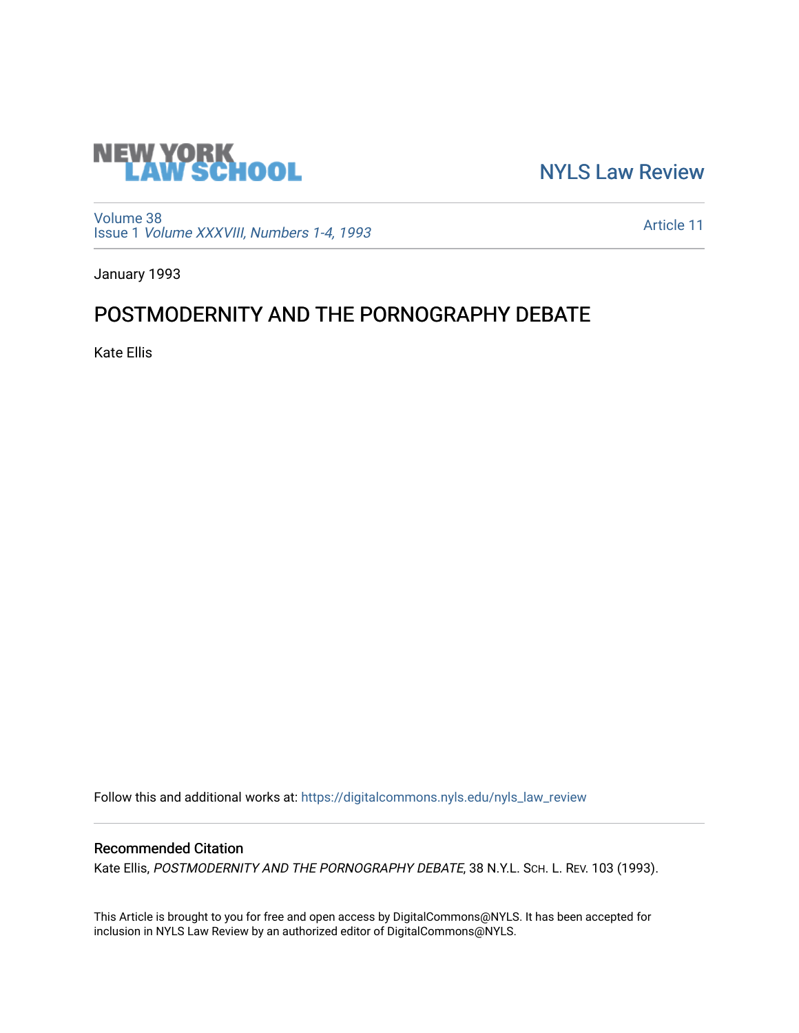NYLS Law Review

Volume 38
Issue 1 *Volume XXXVIII, Numbers 1-4, 1993*

Article 11

January 1993

# POSTMODERNITY AND THE PORNOGRAPHY DEBATE

Kate Ellis

Follow this and additional works at: https://digitalcommons.nyls.edu/nyls_law_review

## Recommended Citation

Kate Ellis, *POSTMODERNITY AND THE PORNOGRAPHY DEBATE*, 38 N.Y.L. SCH. L. REV. 103 (1993).

This Article is brought to you for free and open access by DigitalCommons@NYLS. It has been accepted for inclusion in NYLS Law Review by an authorized editor of DigitalCommons@NYLS.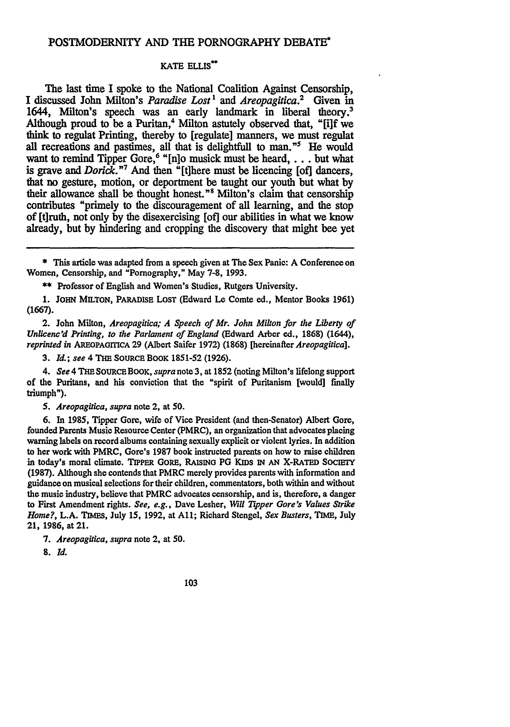# POSTMODERNITY AND THE PORNOGRAPHY DEBATE*

KATE ELLIS**

The last time I spoke to the National Coalition Against Censorship, I discussed John Milton's *Paradise Lost*[1] and *Areopagitica*.[2] Given in 1644, Milton's speech was an early landmark in liberal theory.[3] Although proud to be a Puritan,[4] Milton astutely observed that, "[i]f we think to regulat Printing, thereby to [regulate] manners, we must regulat all recreations and pastimes, all that is delightfull to man."[5] He would want to remind Tipper Gore,[6] "[n]o musick must be heard, . . . but what is grave and *Dorick*."[7] And then "[t]here must be licencing [of] dancers, that no gesture, motion, or deportment be taught our youth but what by their allowance shall be thought honest."[8] Milton's claim that censorship contributes "primely to the discouragement of all learning, and the stop of [t]ruth, not only by the disexercising [of] our abilities in what we know already, but by hindering and cropping the discovery that might bee yet

---

\* This article was adapted from a speech given at The Sex Panic: A Conference on Women, Censorship, and "Pornography," May 7-8, 1993.

\*\* Professor of English and Women's Studies, Rutgers University.

1. JOHN MILTON, PARADISE LOST (Edward Le Comte ed., Mentor Books 1961) (1667).

2. John Milton, *Areopagitica; A Speech of Mr. John Milton for the Liberty of Unlicenc'd Printing, to the Parlament of England* (Edward Arber ed., 1868) (1644), *reprinted in* AREOPAGITICA 29 (Albert Saifer 1972) (1868) [hereinafter *Areopagitica*].

3. *Id.*; *see* 4 THE SOURCE BOOK 1851-52 (1926).

4. *See* 4 THE SOURCE BOOK, *supra* note 3, at 1852 (noting Milton's lifelong support of the Puritans, and his conviction that the "spirit of Puritanism [would] finally triumph").

5. *Areopagitica*, *supra* note 2, at 50.

6. In 1985, Tipper Gore, wife of Vice President (and then-Senator) Albert Gore, founded Parents Music Resource Center (PMRC), an organization that advocates placing warning labels on record albums containing sexually explicit or violent lyrics. In addition to her work with PMRC, Gore's 1987 book instructed parents on how to raise children in today's moral climate. TIPPER GORE, RAISING PG KIDS IN AN X-RATED SOCIETY (1987). Although she contends that PMRC merely provides parents with information and guidance on musical selections for their children, commentators, both within and without the music industry, believe that PMRC advocates censorship, and is, therefore, a danger to First Amendment rights. *See, e.g.*, Dave Lesher, *Will Tipper Gore's Values Strike Home?*, L.A. TIMES, July 15, 1992, at A11; Richard Stengel, *Sex Busters*, TIME, July 21, 1986, at 21.

7. *Areopagitica*, *supra* note 2, at 50.

8. *Id.*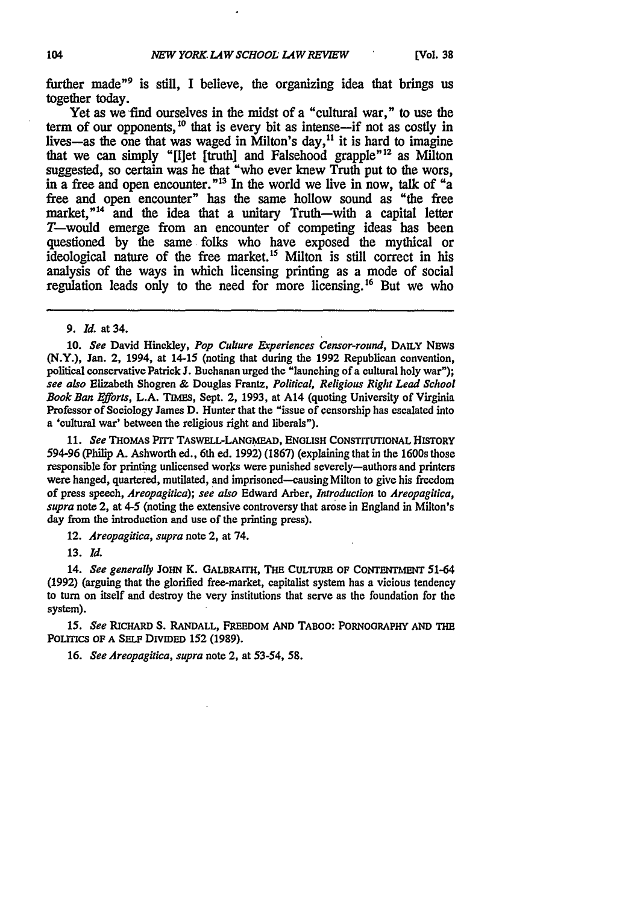further made"[9] is still, I believe, the organizing idea that brings us together today.

Yet as we find ourselves in the midst of a "cultural war," to use the term of our opponents,[10] that is every bit as intense—if not as costly in lives—as the one that was waged in Milton's day,[11] it is hard to imagine that we can simply "[l]et [truth] and Falsehood grapple"[12] as Milton suggested, so certain was he that "who ever knew Truth put to the wors, in a free and open encounter."[13] In the world we live in now, talk of "a free and open encounter" has the same hollow sound as "the free market,"[14] and the idea that a unitary Truth—with a capital letter *T*—would emerge from an encounter of competing ideas has been questioned by the same folks who have exposed the mythical or ideological nature of the free market.[15] Milton is still correct in his analysis of the ways in which licensing printing as a mode of social regulation leads only to the need for more licensing.[16] But we who

---

9. *Id.* at 34.

10. *See* David Hinckley, *Pop Culture Experiences Censor-round*, DAILY NEWS (N.Y.), Jan. 2, 1994, at 14-15 (noting that during the 1992 Republican convention, political conservative Patrick J. Buchanan urged the "launching of a cultural holy war"); *see also* Elizabeth Shogren & Douglas Frantz, *Political, Religious Right Lead School Book Ban Efforts*, L.A. TIMES, Sept. 2, 1993, at A14 (quoting University of Virginia Professor of Sociology James D. Hunter that the "issue of censorship has escalated into a 'cultural war' between the religious right and liberals").

11. *See* THOMAS PITT TASWELL-LANGMEAD, ENGLISH CONSTITUTIONAL HISTORY 594-96 (Philip A. Ashworth ed., 6th ed. 1992) (1867) (explaining that in the 1600s those responsible for printing unlicensed works were punished severely—authors and printers were hanged, quartered, mutilated, and imprisoned—causing Milton to give his freedom of press speech, *Areopagitica*); *see also* Edward Arber, *Introduction* to *Areopagitica*, *supra* note 2, at 4-5 (noting the extensive controversy that arose in England in Milton's day from the introduction and use of the printing press).

12. *Areopagitica*, *supra* note 2, at 74.

13. *Id.*

14. *See generally* JOHN K. GALBRAITH, THE CULTURE OF CONTENTMENT 51-64 (1992) (arguing that the glorified free-market, capitalist system has a vicious tendency to turn on itself and destroy the very institutions that serve as the foundation for the system).

15. *See* RICHARD S. RANDALL, FREEDOM AND TABOO: PORNOGRAPHY AND THE POLITICS OF A SELF DIVIDED 152 (1989).

16. *See Areopagitica*, *supra* note 2, at 53-54, 58.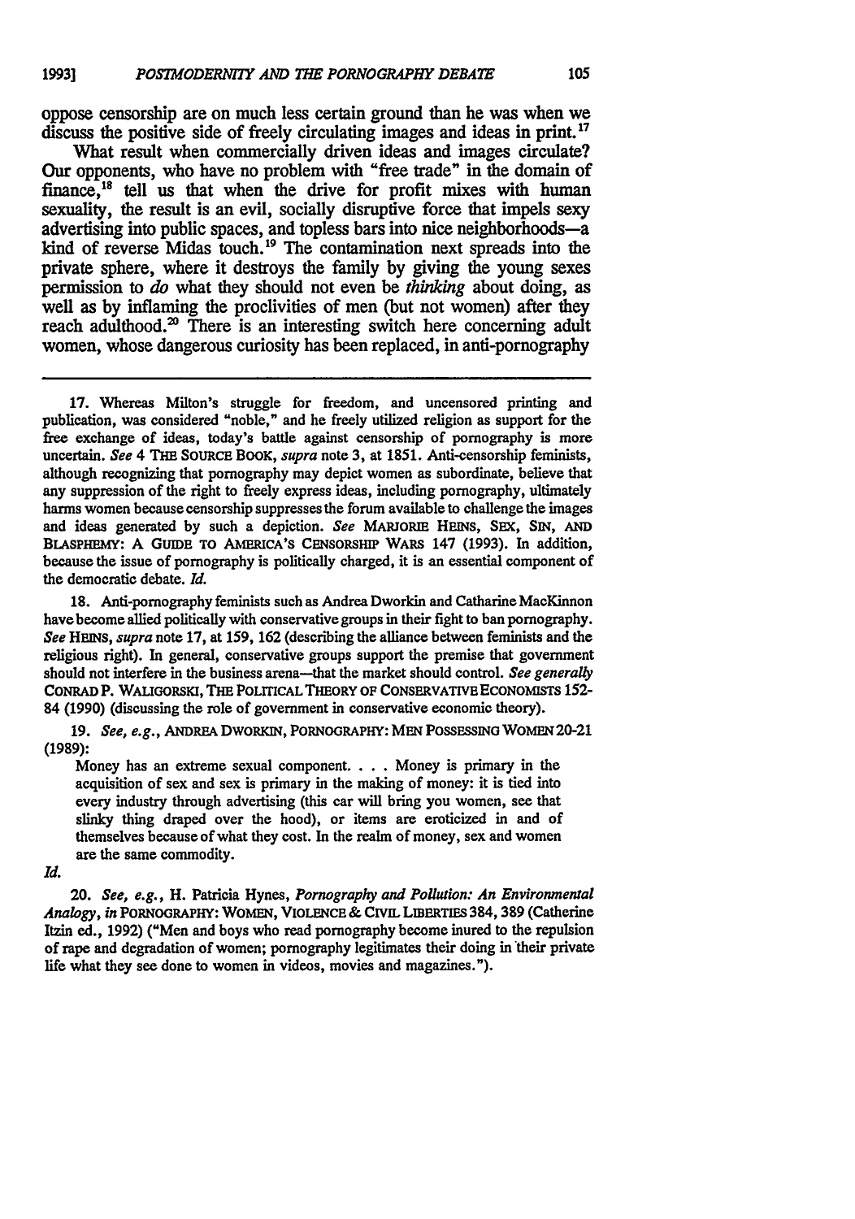oppose censorship are on much less certain ground than he was when we discuss the positive side of freely circulating images and ideas in print.[17]

What result when commercially driven ideas and images circulate? Our opponents, who have no problem with "free trade" in the domain of finance,[18] tell us that when the drive for profit mixes with human sexuality, the result is an evil, socially disruptive force that impels sexy advertising into public spaces, and topless bars into nice neighborhoods—a kind of reverse Midas touch.[19] The contamination next spreads into the private sphere, where it destroys the family by giving the young sexes permission to *do* what they should not even be *thinking* about doing, as well as by inflaming the proclivities of men (but not women) after they reach adulthood.[20] There is an interesting switch here concerning adult women, whose dangerous curiosity has been replaced, in anti-pornography

---

17. Whereas Milton's struggle for freedom, and uncensored printing and publication, was considered "noble," and he freely utilized religion as support for the free exchange of ideas, today's battle against censorship of pornography is more uncertain. *See* 4 THE SOURCE BOOK, *supra* note 3, at 1851. Anti-censorship feminists, although recognizing that pornography may depict women as subordinate, believe that any suppression of the right to freely express ideas, including pornography, ultimately harms women because censorship suppresses the forum available to challenge the images and ideas generated by such a depiction. *See* MARJORIE HEINS, SEX, SIN, AND BLASPHEMY: A GUIDE TO AMERICA'S CENSORSHIP WARS 147 (1993). In addition, because the issue of pornography is politically charged, it is an essential component of the democratic debate. *Id.*

18. Anti-pornography feminists such as Andrea Dworkin and Catharine MacKinnon have become allied politically with conservative groups in their fight to ban pornography. *See* HEINS, *supra* note 17, at 159, 162 (describing the alliance between feminists and the religious right). In general, conservative groups support the premise that government should not interfere in the business arena—that the market should control. *See generally* CONRAD P. WALIGORSKI, THE POLITICAL THEORY OF CONSERVATIVE ECONOMISTS 152-84 (1990) (discussing the role of government in conservative economic theory).

19. *See, e.g.*, ANDREA DWORKIN, PORNOGRAPHY: MEN POSSESSING WOMEN 20-21 (1989):

> Money has an extreme sexual component. . . . Money is primary in the acquisition of sex and sex is primary in the making of money: it is tied into every industry through advertising (this car will bring you women, see that slinky thing draped over the hood), or items are eroticized in and of themselves because of what they cost. In the realm of money, sex and women are the same commodity.

*Id.*

20. *See, e.g.*, H. Patricia Hynes, *Pornography and Pollution: An Environmental Analogy*, *in* PORNOGRAPHY: WOMEN, VIOLENCE & CIVIL LIBERTIES 384, 389 (Catherine Itzin ed., 1992) ("Men and boys who read pornography become inured to the repulsion of rape and degradation of women; pornography legitimates their doing in their private life what they see done to women in videos, movies and magazines.").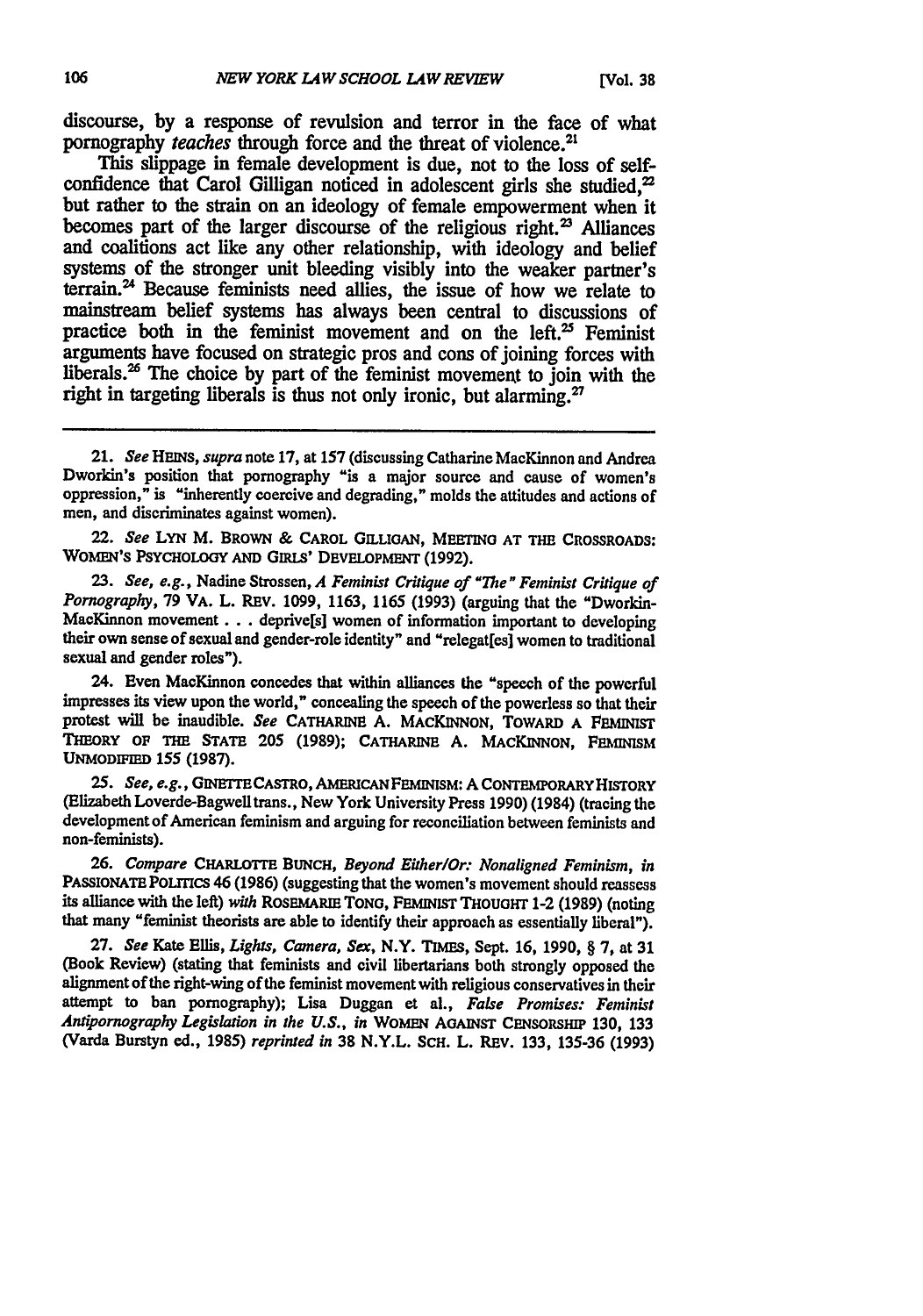discourse, by a response of revulsion and terror in the face of what pornography *teaches* through force and the threat of violence.[21]

This slippage in female development is due, not to the loss of self-confidence that Carol Gilligan noticed in adolescent girls she studied,[22] but rather to the strain on an ideology of female empowerment when it becomes part of the larger discourse of the religious right.[23] Alliances and coalitions act like any other relationship, with ideology and belief systems of the stronger unit bleeding visibly into the weaker partner's terrain.[24] Because feminists need allies, the issue of how we relate to mainstream belief systems has always been central to discussions of practice both in the feminist movement and on the left.[25] Feminist arguments have focused on strategic pros and cons of joining forces with liberals.[26] The choice by part of the feminist movement to join with the right in targeting liberals is thus not only ironic, but alarming.[27]

---

21. *See* HEINS, *supra* note 17, at 157 (discussing Catharine MacKinnon and Andrea Dworkin's position that pornography "is a major source and cause of women's oppression," is "inherently coercive and degrading," molds the attitudes and actions of men, and discriminates against women).

22. *See* LYN M. BROWN & CAROL GILLIGAN, MEETING AT THE CROSSROADS: WOMEN'S PSYCHOLOGY AND GIRLS' DEVELOPMENT (1992).

23. *See, e.g.*, Nadine Strossen, *A Feminist Critique of "The" Feminist Critique of Pornography*, 79 VA. L. REV. 1099, 1163, 1165 (1993) (arguing that the "Dworkin-MacKinnon movement . . . deprive[s] women of information important to developing their own sense of sexual and gender-role identity" and "relegat[es] women to traditional sexual and gender roles").

24. Even MacKinnon concedes that within alliances the "speech of the powerful impresses its view upon the world," concealing the speech of the powerless so that their protest will be inaudible. *See* CATHARINE A. MACKINNON, TOWARD A FEMINIST THEORY OF THE STATE 205 (1989); CATHARINE A. MACKINNON, FEMINISM UNMODIFIED 155 (1987).

25. *See, e.g.*, GINETTE CASTRO, AMERICAN FEMINISM: A CONTEMPORARY HISTORY (Elizabeth Loverde-Bagwell trans., New York University Press 1990) (1984) (tracing the development of American feminism and arguing for reconciliation between feminists and non-feminists).

26. *Compare* CHARLOTTE BUNCH, *Beyond Either/Or: Nonaligned Feminism*, *in* PASSIONATE POLITICS 46 (1986) (suggesting that the women's movement should reassess its alliance with the left) *with* ROSEMARIE TONG, FEMINIST THOUGHT 1-2 (1989) (noting that many "feminist theorists are able to identify their approach as essentially liberal").

27. *See* Kate Ellis, *Lights, Camera, Sex*, N.Y. TIMES, Sept. 16, 1990, § 7, at 31 (Book Review) (stating that feminists and civil libertarians both strongly opposed the alignment of the right-wing of the feminist movement with religious conservatives in their attempt to ban pornography); Lisa Duggan et al., *False Promises: Feminist Antipornography Legislation in the U.S.*, *in* WOMEN AGAINST CENSORSHIP 130, 133 (Varda Burstyn ed., 1985) *reprinted in* 38 N.Y.L. SCH. L. REV. 133, 135-36 (1993)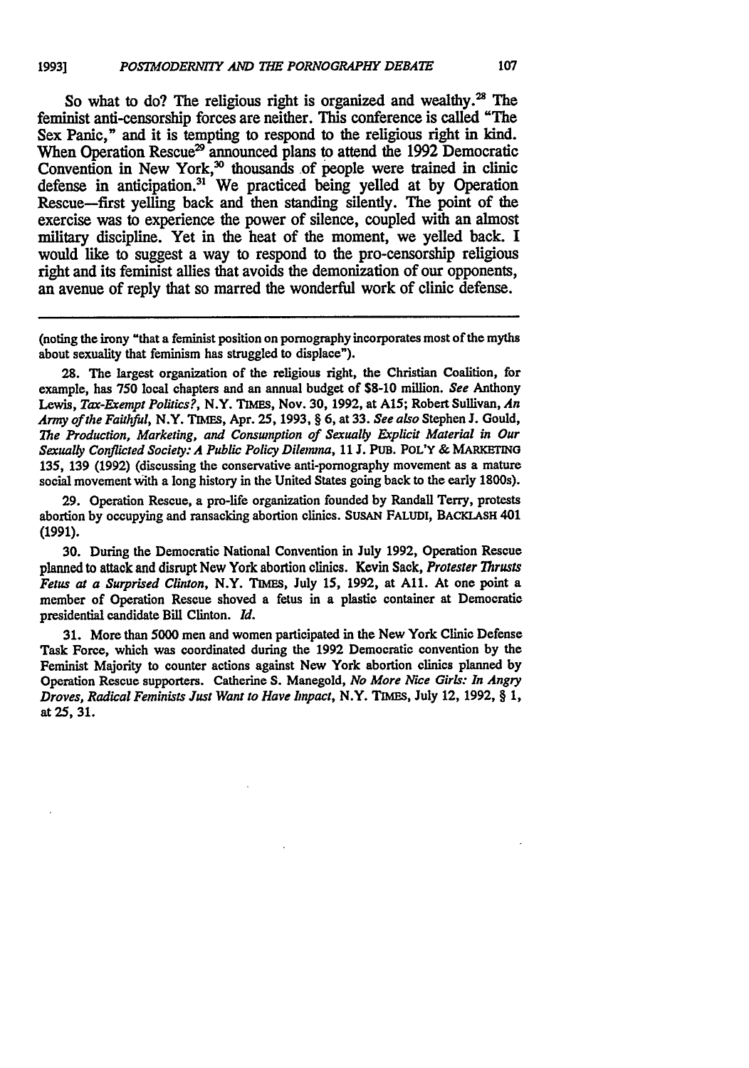So what to do? The religious right is organized and wealthy.[28] The feminist anti-censorship forces are neither. This conference is called "The Sex Panic," and it is tempting to respond to the religious right in kind. When Operation Rescue[29] announced plans to attend the 1992 Democratic Convention in New York,[30] thousands of people were trained in clinic defense in anticipation.[31] We practiced being yelled at by Operation Rescue—first yelling back and then standing silently. The point of the exercise was to experience the power of silence, coupled with an almost military discipline. Yet in the heat of the moment, we yelled back. I would like to suggest a way to respond to the pro-censorship religious right and its feminist allies that avoids the demonization of our opponents, an avenue of reply that so marred the wonderful work of clinic defense.

---

(noting the irony "that a feminist position on pornography incorporates most of the myths about sexuality that feminism has struggled to displace").

28. The largest organization of the religious right, the Christian Coalition, for example, has 750 local chapters and an annual budget of $8-10 million. *See* Anthony Lewis, *Tax-Exempt Politics?*, N.Y. TIMES, Nov. 30, 1992, at A15; Robert Sullivan, *An Army of the Faithful*, N.Y. TIMES, Apr. 25, 1993, § 6, at 33. *See also* Stephen J. Gould, *The Production, Marketing, and Consumption of Sexually Explicit Material in Our Sexually Conflicted Society: A Public Policy Dilemma*, 11 J. PUB. POL'Y & MARKETING 135, 139 (1992) (discussing the conservative anti-pornography movement as a mature social movement with a long history in the United States going back to the early 1800s).

29. Operation Rescue, a pro-life organization founded by Randall Terry, protests abortion by occupying and ransacking abortion clinics. SUSAN FALUDI, BACKLASH 401 (1991).

30. During the Democratic National Convention in July 1992, Operation Rescue planned to attack and disrupt New York abortion clinics. Kevin Sack, *Protester Thrusts Fetus at a Surprised Clinton*, N.Y. TIMES, July 15, 1992, at A11. At one point a member of Operation Rescue shoved a fetus in a plastic container at Democratic presidential candidate Bill Clinton. *Id.*

31. More than 5000 men and women participated in the New York Clinic Defense Task Force, which was coordinated during the 1992 Democratic convention by the Feminist Majority to counter actions against New York abortion clinics planned by Operation Rescue supporters. Catherine S. Manegold, *No More Nice Girls: In Angry Droves, Radical Feminists Just Want to Have Impact*, N.Y. TIMES, July 12, 1992, § 1, at 25, 31.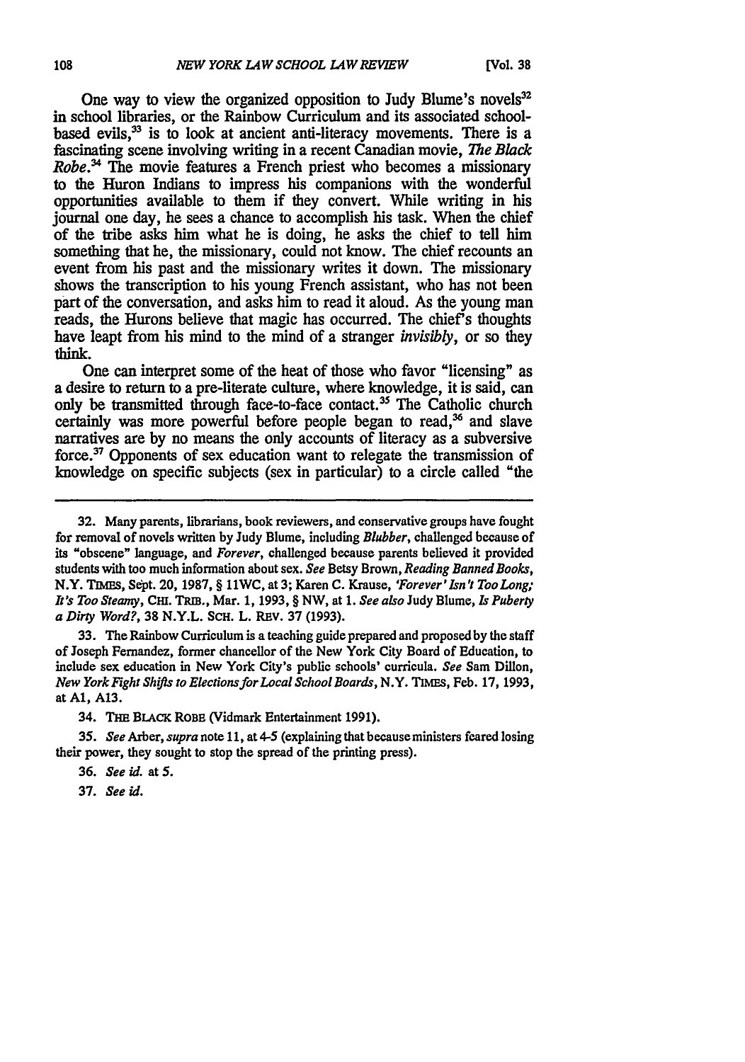One way to view the organized opposition to Judy Blume's novels[32] in school libraries, or the Rainbow Curriculum and its associated school-based evils,[33] is to look at ancient anti-literacy movements. There is a fascinating scene involving writing in a recent Canadian movie, *The Black Robe*.[34] The movie features a French priest who becomes a missionary to the Huron Indians to impress his companions with the wonderful opportunities available to them if they convert. While writing in his journal one day, he sees a chance to accomplish his task. When the chief of the tribe asks him what he is doing, he asks the chief to tell him something that he, the missionary, could not know. The chief recounts an event from his past and the missionary writes it down. The missionary shows the transcription to his young French assistant, who has not been part of the conversation, and asks him to read it aloud. As the young man reads, the Hurons believe that magic has occurred. The chief's thoughts have leapt from his mind to the mind of a stranger *invisibly*, or so they think.

One can interpret some of the heat of those who favor "licensing" as a desire to return to a pre-literate culture, where knowledge, it is said, can only be transmitted through face-to-face contact.[35] The Catholic church certainly was more powerful before people began to read,[36] and slave narratives are by no means the only accounts of literacy as a subversive force.[37] Opponents of sex education want to relegate the transmission of knowledge on specific subjects (sex in particular) to a circle called "the

---

32. Many parents, librarians, book reviewers, and conservative groups have fought for removal of novels written by Judy Blume, including *Blubber*, challenged because of its "obscene" language, and *Forever*, challenged because parents believed it provided students with too much information about sex. *See* Betsy Brown, *Reading Banned Books*, N.Y. TIMES, Sept. 20, 1987, § 11WC, at 3; Karen C. Krause, *'Forever' Isn't Too Long; It's Too Steamy*, CHI. TRIB., Mar. 1, 1993, § NW, at 1. *See also* Judy Blume, *Is Puberty a Dirty Word?*, 38 N.Y.L. SCH. L. REV. 37 (1993).

33. The Rainbow Curriculum is a teaching guide prepared and proposed by the staff of Joseph Fernandez, former chancellor of the New York City Board of Education, to include sex education in New York City's public schools' curricula. *See* Sam Dillon, *New York Fight Shifts to Elections for Local School Boards*, N.Y. TIMES, Feb. 17, 1993, at A1, A13.

34. THE BLACK ROBE (Vidmark Entertainment 1991).

35. *See* Arber, *supra* note 11, at 4-5 (explaining that because ministers feared losing their power, they sought to stop the spread of the printing press).

36. *See id.* at 5.

37. *See id.*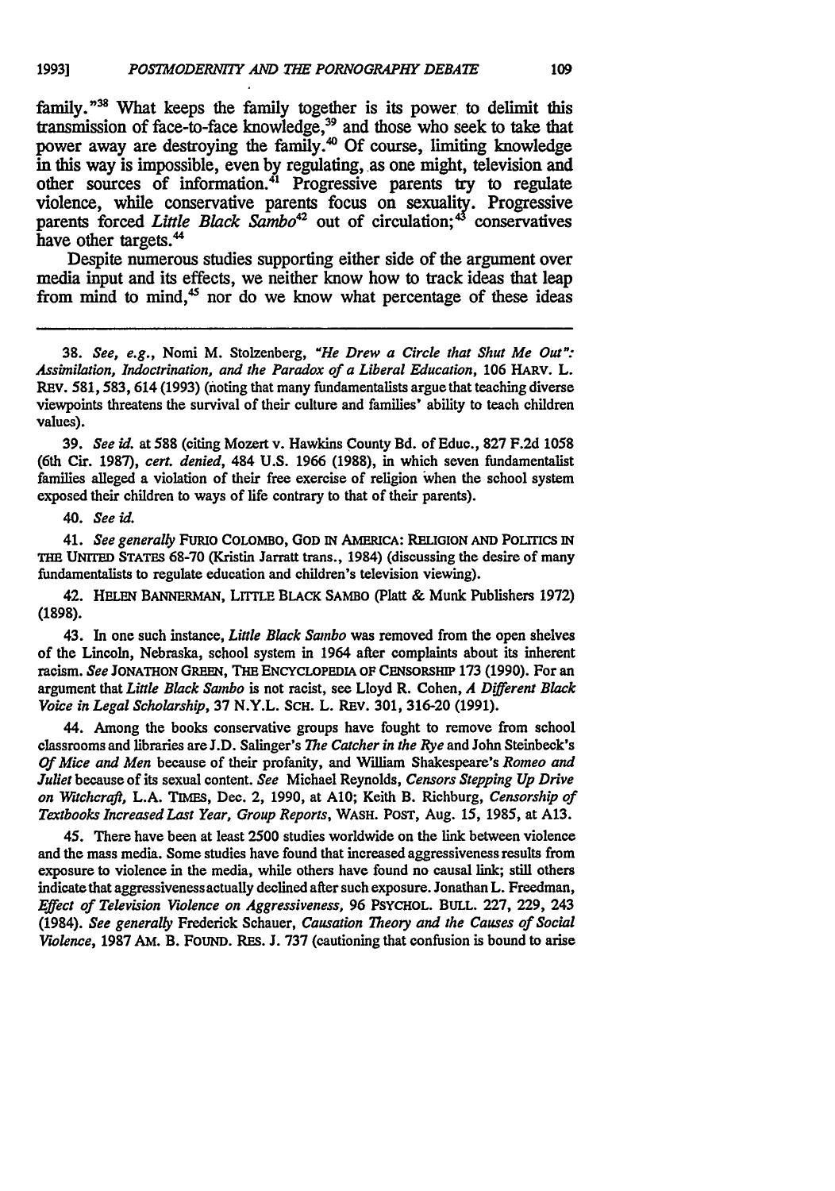family."[38] What keeps the family together is its power to delimit this transmission of face-to-face knowledge,[39] and those who seek to take that power away are destroying the family.[40] Of course, limiting knowledge in this way is impossible, even by regulating, as one might, television and other sources of information.[41] Progressive parents try to regulate violence, while conservative parents focus on sexuality. Progressive parents forced *Little Black Sambo*[42] out of circulation;[43] conservatives have other targets.[44]

Despite numerous studies supporting either side of the argument over media input and its effects, we neither know how to track ideas that leap from mind to mind,[45] nor do we know what percentage of these ideas

---

38. *See, e.g.*, Nomi M. Stolzenberg, *"He Drew a Circle that Shut Me Out": Assimilation, Indoctrination, and the Paradox of a Liberal Education*, 106 HARV. L. REV. 581, 583, 614 (1993) (noting that many fundamentalists argue that teaching diverse viewpoints threatens the survival of their culture and families' ability to teach children values).

39. *See id.* at 588 (citing Mozert v. Hawkins County Bd. of Educ., 827 F.2d 1058 (6th Cir. 1987), *cert. denied*, 484 U.S. 1966 (1988), in which seven fundamentalist families alleged a violation of their free exercise of religion when the school system exposed their children to ways of life contrary to that of their parents).

40. *See id.*

41. *See generally* FURIO COLOMBO, GOD IN AMERICA: RELIGION AND POLITICS IN THE UNITED STATES 68-70 (Kristin Jarratt trans., 1984) (discussing the desire of many fundamentalists to regulate education and children's television viewing).

42. HELEN BANNERMAN, LITTLE BLACK SAMBO (Platt & Munk Publishers 1972) (1898).

43. In one such instance, *Little Black Sambo* was removed from the open shelves of the Lincoln, Nebraska, school system in 1964 after complaints about its inherent racism. *See* JONATHON GREEN, THE ENCYCLOPEDIA OF CENSORSHIP 173 (1990). For an argument that *Little Black Sambo* is not racist, see Lloyd R. Cohen, *A Different Black Voice in Legal Scholarship*, 37 N.Y.L. SCH. L. REV. 301, 316-20 (1991).

44. Among the books conservative groups have fought to remove from school classrooms and libraries are J.D. Salinger's *The Catcher in the Rye* and John Steinbeck's *Of Mice and Men* because of their profanity, and William Shakespeare's *Romeo and Juliet* because of its sexual content. *See* Michael Reynolds, *Censors Stepping Up Drive on Witchcraft*, L.A. TIMES, Dec. 2, 1990, at A10; Keith B. Richburg, *Censorship of Textbooks Increased Last Year, Group Reports*, WASH. POST, Aug. 15, 1985, at A13.

45. There have been at least 2500 studies worldwide on the link between violence and the mass media. Some studies have found that increased aggressiveness results from exposure to violence in the media, while others have found no causal link; still others indicate that aggressiveness actually declined after such exposure. Jonathan L. Freedman, *Effect of Television Violence on Aggressiveness*, 96 PSYCHOL. BULL. 227, 229, 243 (1984). *See generally* Frederick Schauer, *Causation Theory and the Causes of Social Violence*, 1987 AM. B. FOUND. RES. J. 737 (cautioning that confusion is bound to arise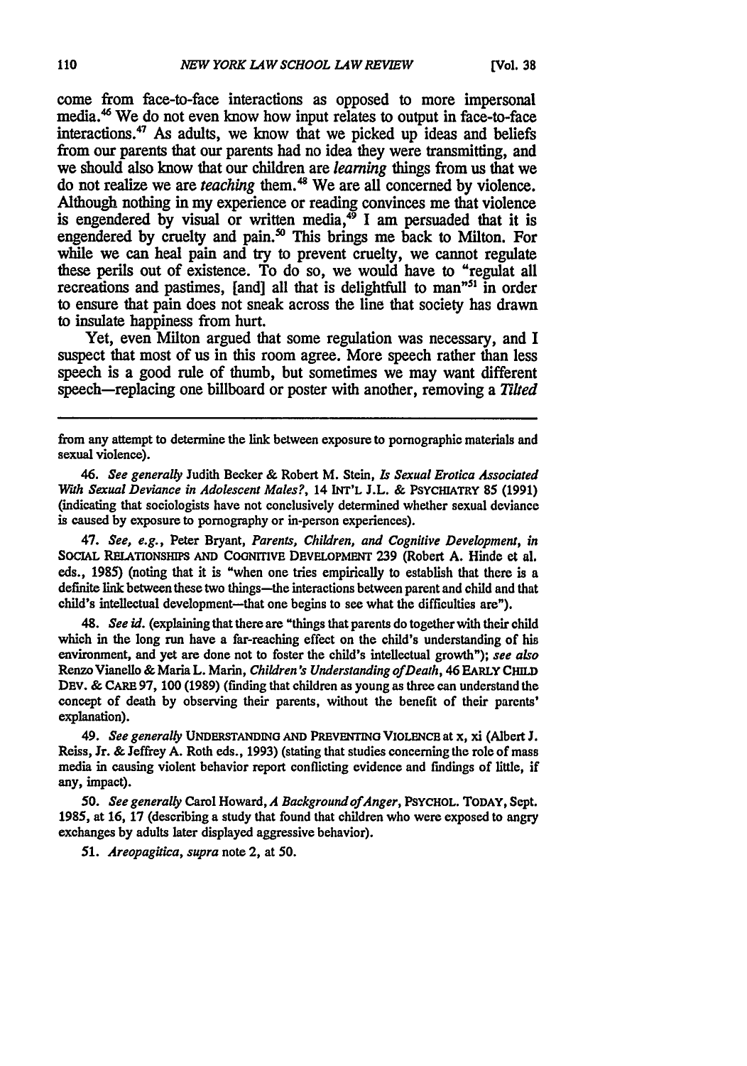come from face-to-face interactions as opposed to more impersonal media.[46] We do not even know how input relates to output in face-to-face interactions.[47] As adults, we know that we picked up ideas and beliefs from our parents that our parents had no idea they were transmitting, and we should also know that our children are *learning* things from us that we do not realize we are *teaching* them.[48] We are all concerned by violence. Although nothing in my experience or reading convinces me that violence is engendered by visual or written media,[49] I am persuaded that it is engendered by cruelty and pain.[50] This brings me back to Milton. For while we can heal pain and try to prevent cruelty, we cannot regulate these perils out of existence. To do so, we would have to "regulat all recreations and pastimes, [and] all that is delightfull to man"[51] in order to ensure that pain does not sneak across the line that society has drawn to insulate happiness from hurt.

Yet, even Milton argued that some regulation was necessary, and I suspect that most of us in this room agree. More speech rather than less speech is a good rule of thumb, but sometimes we may want different speech—replacing one billboard or poster with another, removing a *Tilted*

---

from any attempt to determine the link between exposure to pornographic materials and sexual violence).

46. *See generally* Judith Becker & Robert M. Stein, *Is Sexual Erotica Associated With Sexual Deviance in Adolescent Males?*, 14 INT'L J.L. & PSYCHIATRY 85 (1991) (indicating that sociologists have not conclusively determined whether sexual deviance is caused by exposure to pornography or in-person experiences).

47. *See, e.g.*, Peter Bryant, *Parents, Children, and Cognitive Development*, *in* SOCIAL RELATIONSHIPS AND COGNITIVE DEVELOPMENT 239 (Robert A. Hinde et al. eds., 1985) (noting that it is "when one tries empirically to establish that there is a definite link between these two things—the interactions between parent and child and that child's intellectual development—that one begins to see what the difficulties are").

48. *See id.* (explaining that there are "things that parents do together with their child which in the long run have a far-reaching effect on the child's understanding of his environment, and yet are done not to foster the child's intellectual growth"); *see also* Renzo Vianello & Maria L. Marin, *Children's Understanding of Death*, 46 EARLY CHILD DEV. & CARE 97, 100 (1989) (finding that children as young as three can understand the concept of death by observing their parents, without the benefit of their parents' explanation).

49. *See generally* UNDERSTANDING AND PREVENTING VIOLENCE at x, xi (Albert J. Reiss, Jr. & Jeffrey A. Roth eds., 1993) (stating that studies concerning the role of mass media in causing violent behavior report conflicting evidence and findings of little, if any, impact).

50. *See generally* Carol Howard, *A Background of Anger*, PSYCHOL. TODAY, Sept. 1985, at 16, 17 (describing a study that found that children who were exposed to angry exchanges by adults later displayed aggressive behavior).

51. *Areopagitica*, *supra* note 2, at 50.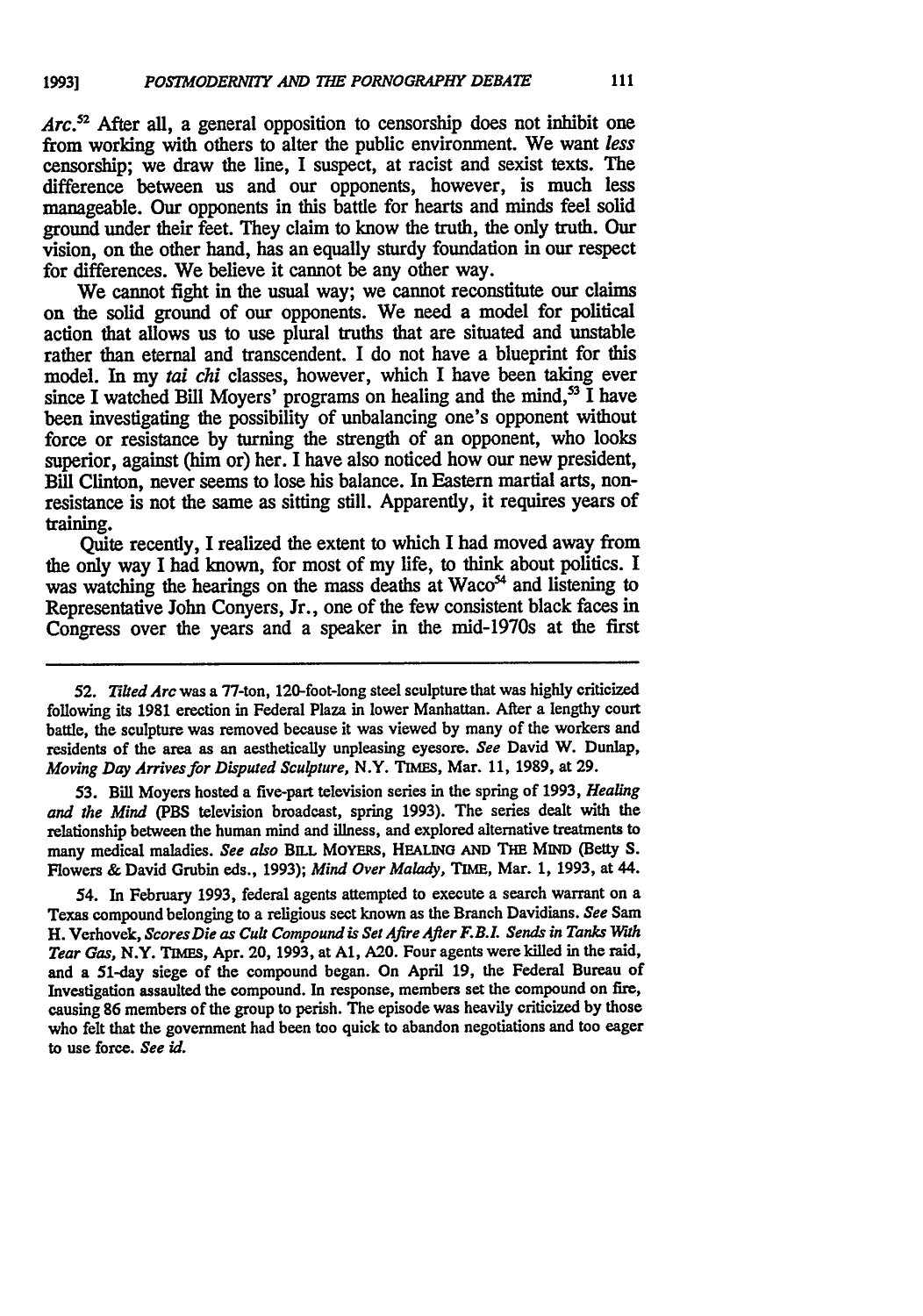*Arc.*[52] After all, a general opposition to censorship does not inhibit one from working with others to alter the public environment. We want *less* censorship; we draw the line, I suspect, at racist and sexist texts. The difference between us and our opponents, however, is much less manageable. Our opponents in this battle for hearts and minds feel solid ground under their feet. They claim to know the truth, the only truth. Our vision, on the other hand, has an equally sturdy foundation in our respect for differences. We believe it cannot be any other way.

We cannot fight in the usual way; we cannot reconstitute our claims on the solid ground of our opponents. We need a model for political action that allows us to use plural truths that are situated and unstable rather than eternal and transcendent. I do not have a blueprint for this model. In my *tai chi* classes, however, which I have been taking ever since I watched Bill Moyers' programs on healing and the mind,[53] I have been investigating the possibility of unbalancing one's opponent without force or resistance by turning the strength of an opponent, who looks superior, against (him or) her. I have also noticed how our new president, Bill Clinton, never seems to lose his balance. In Eastern martial arts, non-resistance is not the same as sitting still. Apparently, it requires years of training.

Quite recently, I realized the extent to which I had moved away from the only way I had known, for most of my life, to think about politics. I was watching the hearings on the mass deaths at Waco[54] and listening to Representative John Conyers, Jr., one of the few consistent black faces in Congress over the years and a speaker in the mid-1970s at the first

---

52. *Tilted Arc* was a 77-ton, 120-foot-long steel sculpture that was highly criticized following its 1981 erection in Federal Plaza in lower Manhattan. After a lengthy court battle, the sculpture was removed because it was viewed by many of the workers and residents of the area as an aesthetically unpleasing eyesore. *See* David W. Dunlap, *Moving Day Arrives for Disputed Sculpture*, N.Y. TIMES, Mar. 11, 1989, at 29.

53. Bill Moyers hosted a five-part television series in the spring of 1993, *Healing and the Mind* (PBS television broadcast, spring 1993). The series dealt with the relationship between the human mind and illness, and explored alternative treatments to many medical maladies. *See also* BILL MOYERS, HEALING AND THE MIND (Betty S. Flowers & David Grubin eds., 1993); *Mind Over Malady*, TIME, Mar. 1, 1993, at 44.

54. In February 1993, federal agents attempted to execute a search warrant on a Texas compound belonging to a religious sect known as the Branch Davidians. *See* Sam H. Verhovek, *Scores Die as Cult Compound is Set Afire After F.B.I. Sends in Tanks With Tear Gas*, N.Y. TIMES, Apr. 20, 1993, at A1, A20. Four agents were killed in the raid, and a 51-day siege of the compound began. On April 19, the Federal Bureau of Investigation assaulted the compound. In response, members set the compound on fire, causing 86 members of the group to perish. The episode was heavily criticized by those who felt that the government had been too quick to abandon negotiations and too eager to use force. *See id.*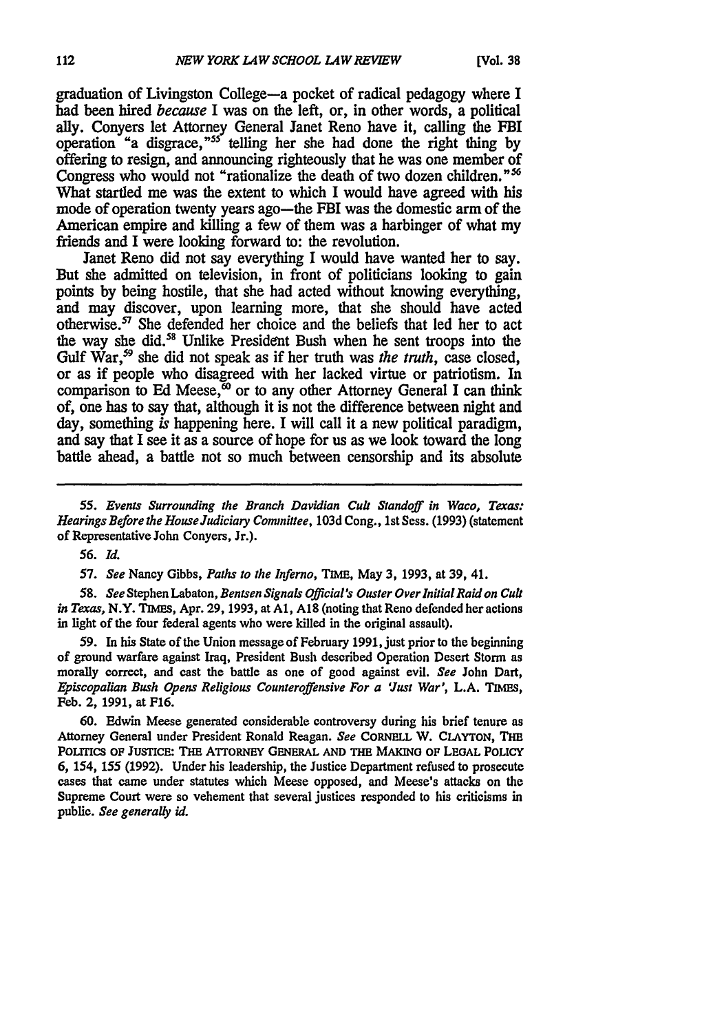graduation of Livingston College—a pocket of radical pedagogy where I had been hired *because* I was on the left, or, in other words, a political ally. Conyers let Attorney General Janet Reno have it, calling the FBI operation "a disgrace,"[55] telling her she had done the right thing by offering to resign, and announcing righteously that he was one member of Congress who would not "rationalize the death of two dozen children."[56] What startled me was the extent to which I would have agreed with his mode of operation twenty years ago—the FBI was the domestic arm of the American empire and killing a few of them was a harbinger of what my friends and I were looking forward to: the revolution.

Janet Reno did not say everything I would have wanted her to say. But she admitted on television, in front of politicians looking to gain points by being hostile, that she had acted without knowing everything, and may discover, upon learning more, that she should have acted otherwise.[57] She defended her choice and the beliefs that led her to act the way she did.[58] Unlike President Bush when he sent troops into the Gulf War,[59] she did not speak as if her truth was *the truth*, case closed, or as if people who disagreed with her lacked virtue or patriotism. In comparison to Ed Meese,[60] or to any other Attorney General I can think of, one has to say that, although it is not the difference between night and day, something *is* happening here. I will call it a new political paradigm, and say that I see it as a source of hope for us as we look toward the long battle ahead, a battle not so much between censorship and its absolute

---

55. *Events Surrounding the Branch Davidian Cult Standoff in Waco, Texas: Hearings Before the House Judiciary Committee*, 103d Cong., 1st Sess. (1993) (statement of Representative John Conyers, Jr.).

56. *Id.*

57. *See* Nancy Gibbs, *Paths to the Inferno*, TIME, May 3, 1993, at 39, 41.

58. *See* Stephen Labaton, *Bentsen Signals Official's Ouster Over Initial Raid on Cult in Texas*, N.Y. TIMES, Apr. 29, 1993, at A1, A18 (noting that Reno defended her actions in light of the four federal agents who were killed in the original assault).

59. In his State of the Union message of February 1991, just prior to the beginning of ground warfare against Iraq, President Bush described Operation Desert Storm as morally correct, and cast the battle as one of good against evil. *See* John Dart, *Episcopalian Bush Opens Religious Counteroffensive For a 'Just War'*, L.A. TIMES, Feb. 2, 1991, at F16.

60. Edwin Meese generated considerable controversy during his brief tenure as Attorney General under President Ronald Reagan. *See* CORNELL W. CLAYTON, THE POLITICS OF JUSTICE: THE ATTORNEY GENERAL AND THE MAKING OF LEGAL POLICY 6, 154, 155 (1992). Under his leadership, the Justice Department refused to prosecute cases that came under statutes which Meese opposed, and Meese's attacks on the Supreme Court were so vehement that several justices responded to his criticisms in public. *See generally id.*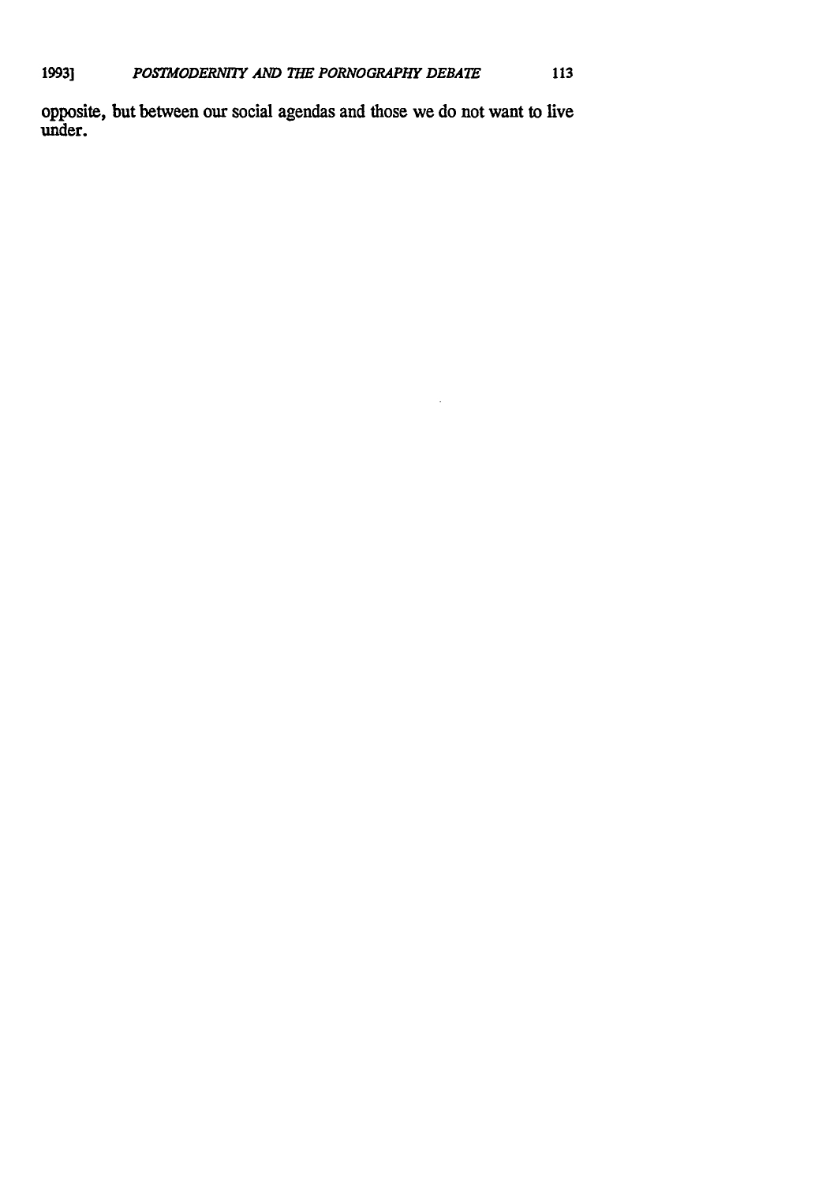opposite, but between our social agendas and those we do not want to live under.